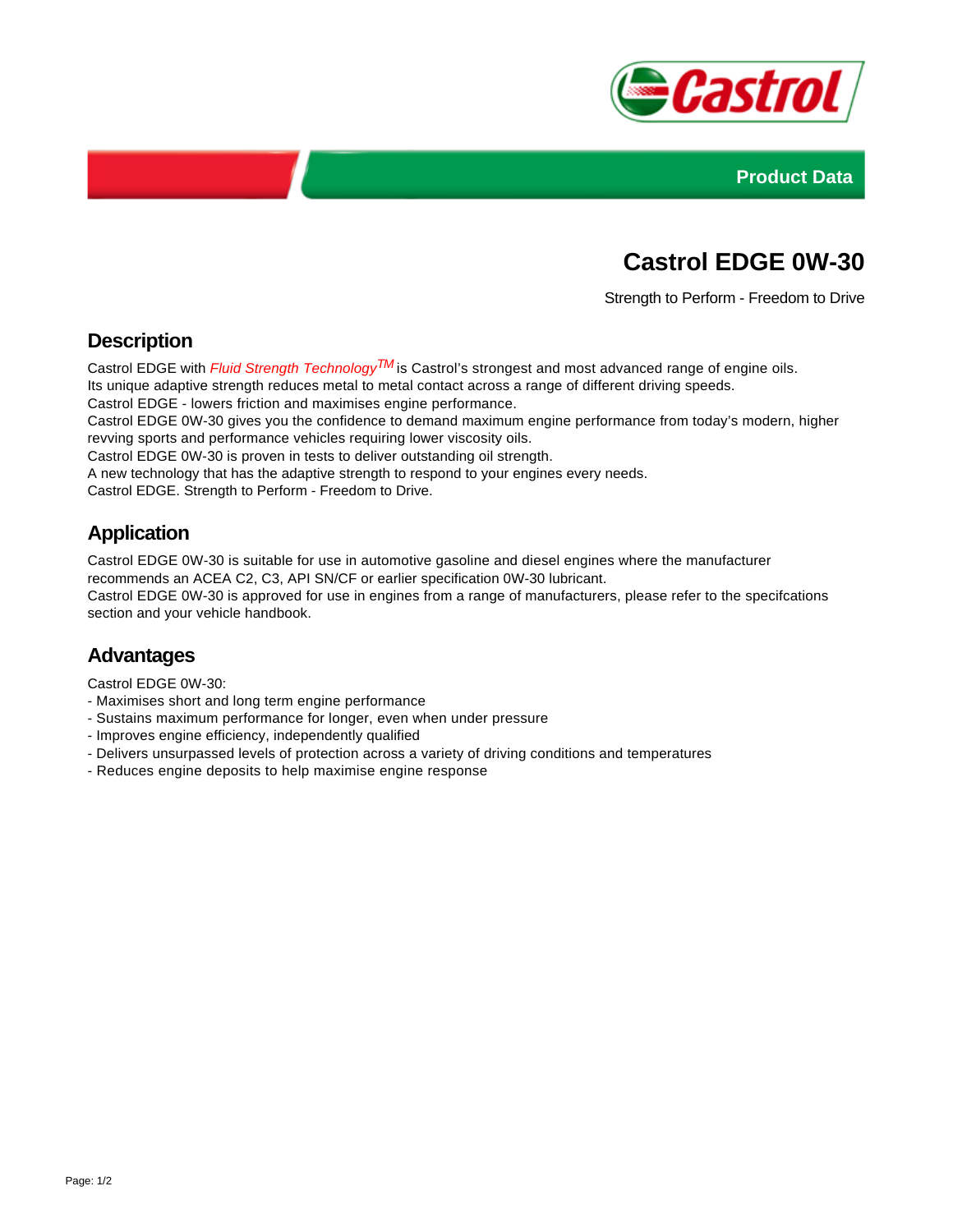Product Data

# Castrol EDGE 0W-30

Strength to Perform - Freedom to Drive

## Description

Castrol EDGE with *Fluid Strength Technology*™ is Castrol's strongest and most advanced range of engine oils.
Its unique adaptive strength reduces metal to metal contact across a range of different driving speeds.
Castrol EDGE - lowers friction and maximises engine performance.
Castrol EDGE 0W-30 gives you the confidence to demand maximum engine performance from today's modern, higher revving sports and performance vehicles requiring lower viscosity oils.
Castrol EDGE 0W-30 is proven in tests to deliver outstanding oil strength.
A new technology that has the adaptive strength to respond to your engines every needs.
Castrol EDGE. Strength to Perform - Freedom to Drive.

## Application

Castrol EDGE 0W-30 is suitable for use in automotive gasoline and diesel engines where the manufacturer recommends an ACEA C2, C3, API SN/CF or earlier specification 0W-30 lubricant.
Castrol EDGE 0W-30 is approved for use in engines from a range of manufacturers, please refer to the specifcations section and your vehicle handbook.

## Advantages

Castrol EDGE 0W-30:
- Maximises short and long term engine performance
- Sustains maximum performance for longer, even when under pressure
- Improves engine efficiency, independently qualified
- Delivers unsurpassed levels of protection across a variety of driving conditions and temperatures
- Reduces engine deposits to help maximise engine response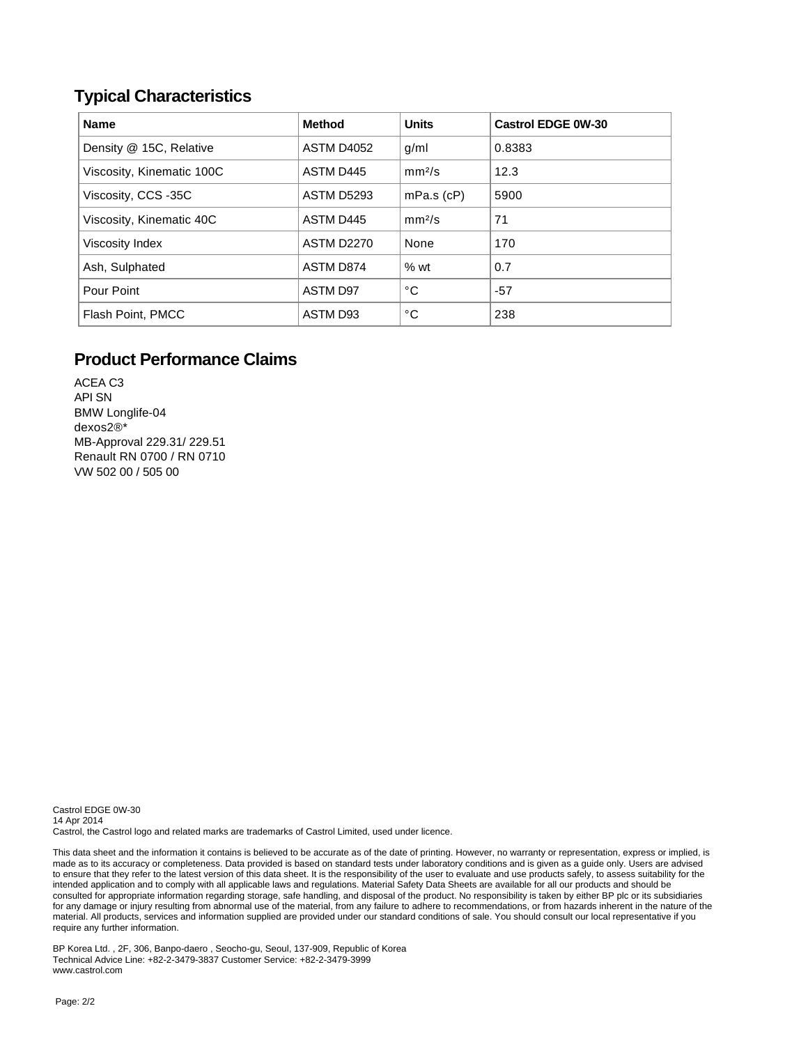## Typical Characteristics

| Name | Method | Units | Castrol EDGE 0W-30 |
| --- | --- | --- | --- |
| Density @ 15C, Relative | ASTM D4052 | g/ml | 0.8383 |
| Viscosity, Kinematic 100C | ASTM D445 | $mm^2/s$ | 12.3 |
| Viscosity, CCS -35C | ASTM D5293 | mPa.s (cP) | 5900 |
| Viscosity, Kinematic 40C | ASTM D445 | $mm^2/s$ | 71 |
| Viscosity Index | ASTM D2270 | None | 170 |
| Ash, Sulphated | ASTM D874 | % wt | 0.7 |
| Pour Point | ASTM D97 | °C | -57 |
| Flash Point, PMCC | ASTM D93 | °C | 238 |

## Product Performance Claims

ACEA C3
API SN
BMW Longlife-04
dexos2®*
MB-Approval 229.31/ 229.51
Renault RN 0700 / RN 0710
VW 502 00 / 505 00

Castrol EDGE 0W-30
14 Apr 2014
Castrol, the Castrol logo and related marks are trademarks of Castrol Limited, used under licence.

This data sheet and the information it contains is believed to be accurate as of the date of printing. However, no warranty or representation, express or implied, is made as to its accuracy or completeness. Data provided is based on standard tests under laboratory conditions and is given as a guide only. Users are advised to ensure that they refer to the latest version of this data sheet. It is the responsibility of the user to evaluate and use products safely, to assess suitability for the intended application and to comply with all applicable laws and regulations. Material Safety Data Sheets are available for all our products and should be consulted for appropriate information regarding storage, safe handling, and disposal of the product. No responsibility is taken by either BP plc or its subsidiaries for any damage or injury resulting from abnormal use of the material, from any failure to adhere to recommendations, or from hazards inherent in the nature of the material. All products, services and information supplied are provided under our standard conditions of sale. You should consult our local representative if you require any further information.

BP Korea Ltd. , 2F, 306, Banpo-daero , Seocho-gu, Seoul, 137-909, Republic of Korea
Technical Advice Line: +82-2-3479-3837 Customer Service: +82-2-3479-3999
www.castrol.com